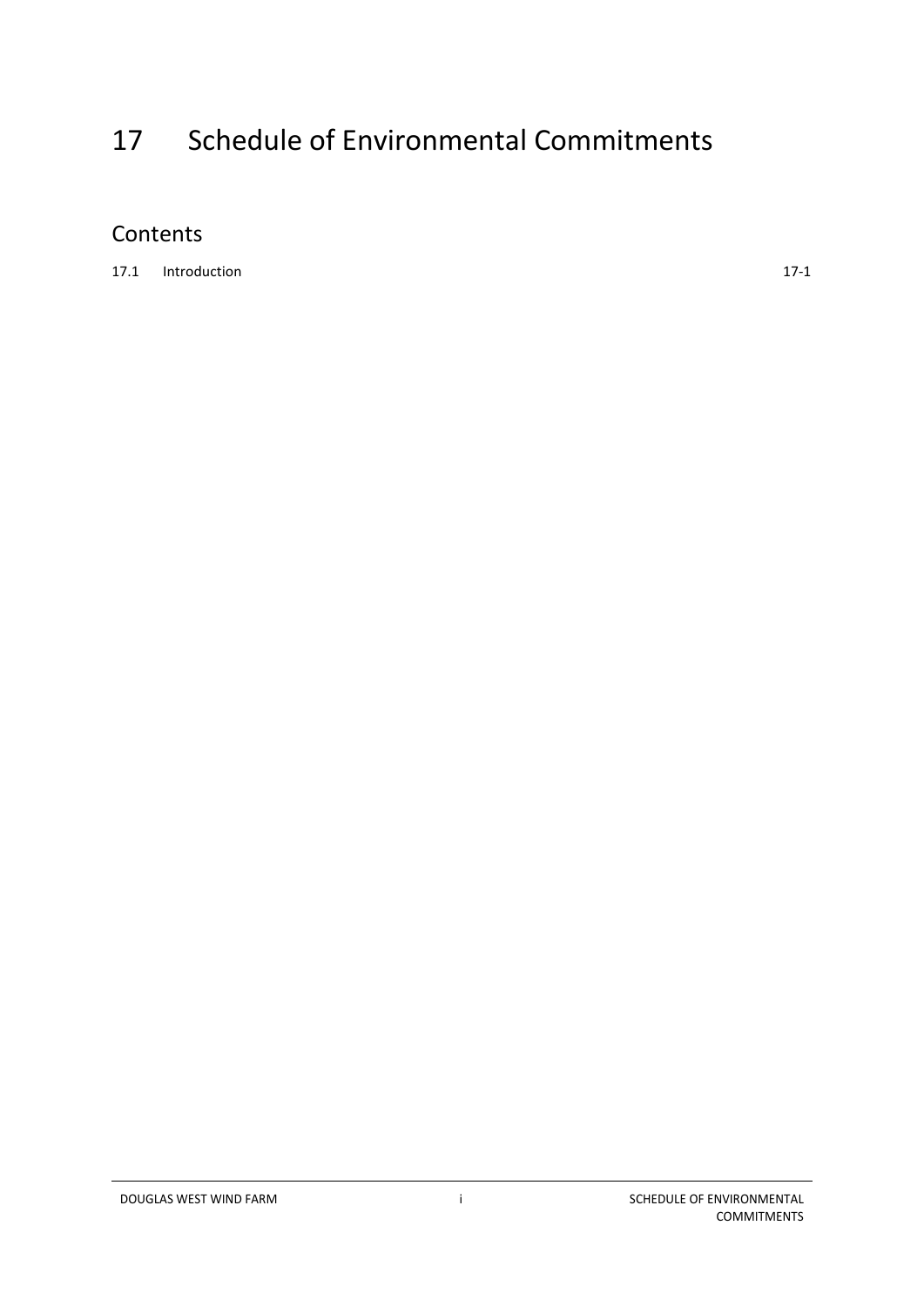# 17 Schedule of Environmental Commitments

## Contents

17.1 Introduction 17-1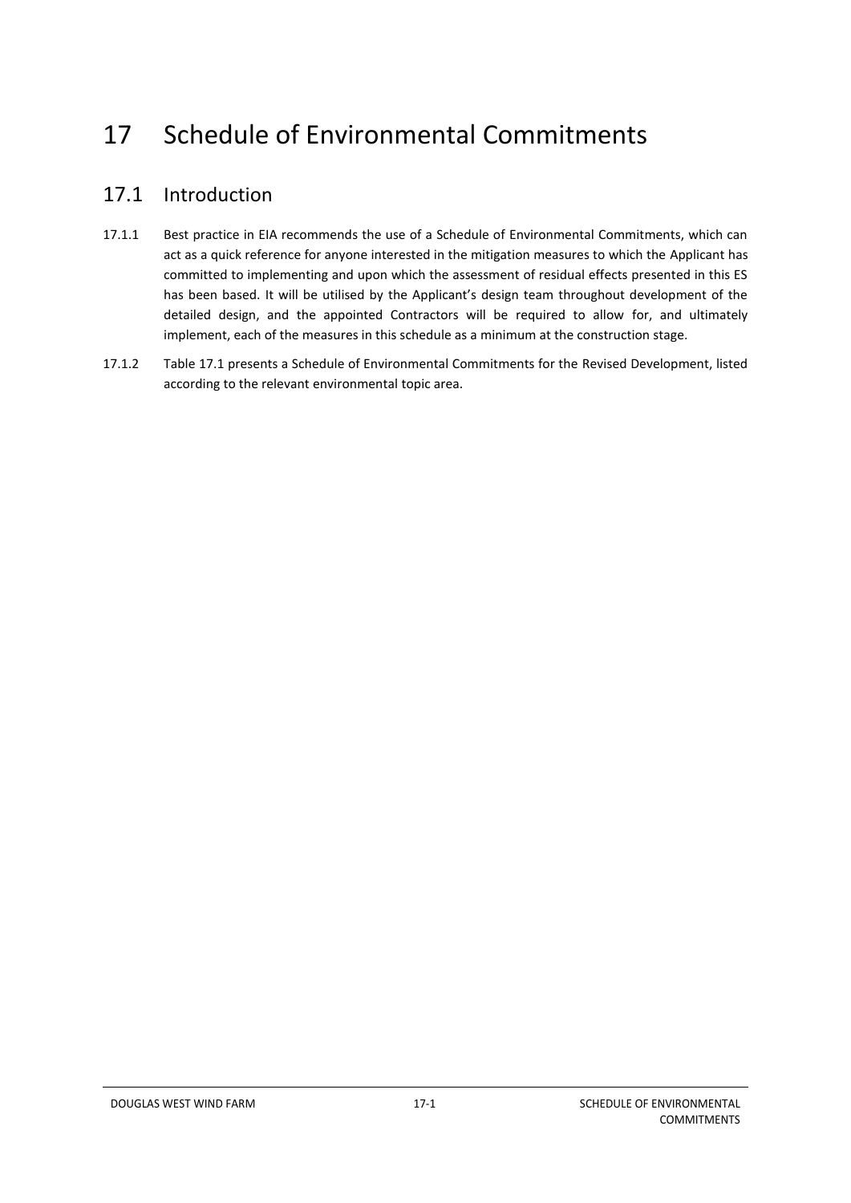# 17 Schedule of Environmental Commitments

## 17.1 Introduction

17.1.1 Best practice in EIA recommends the use of a Schedule of Environmental Commitments, which can act as a quick reference for anyone interested in the mitigation measures to which the Applicant has committed to implementing and upon which the assessment of residual effects presented in this ES has been based. It will be utilised by the Applicant's design team throughout development of the detailed design, and the appointed Contractors will be required to allow for, and ultimately implement, each of the measures in this schedule as a minimum at the construction stage.

17.1.2 Table 17.1 presents a Schedule of Environmental Commitments for the Revised Development, listed according to the relevant environmental topic area.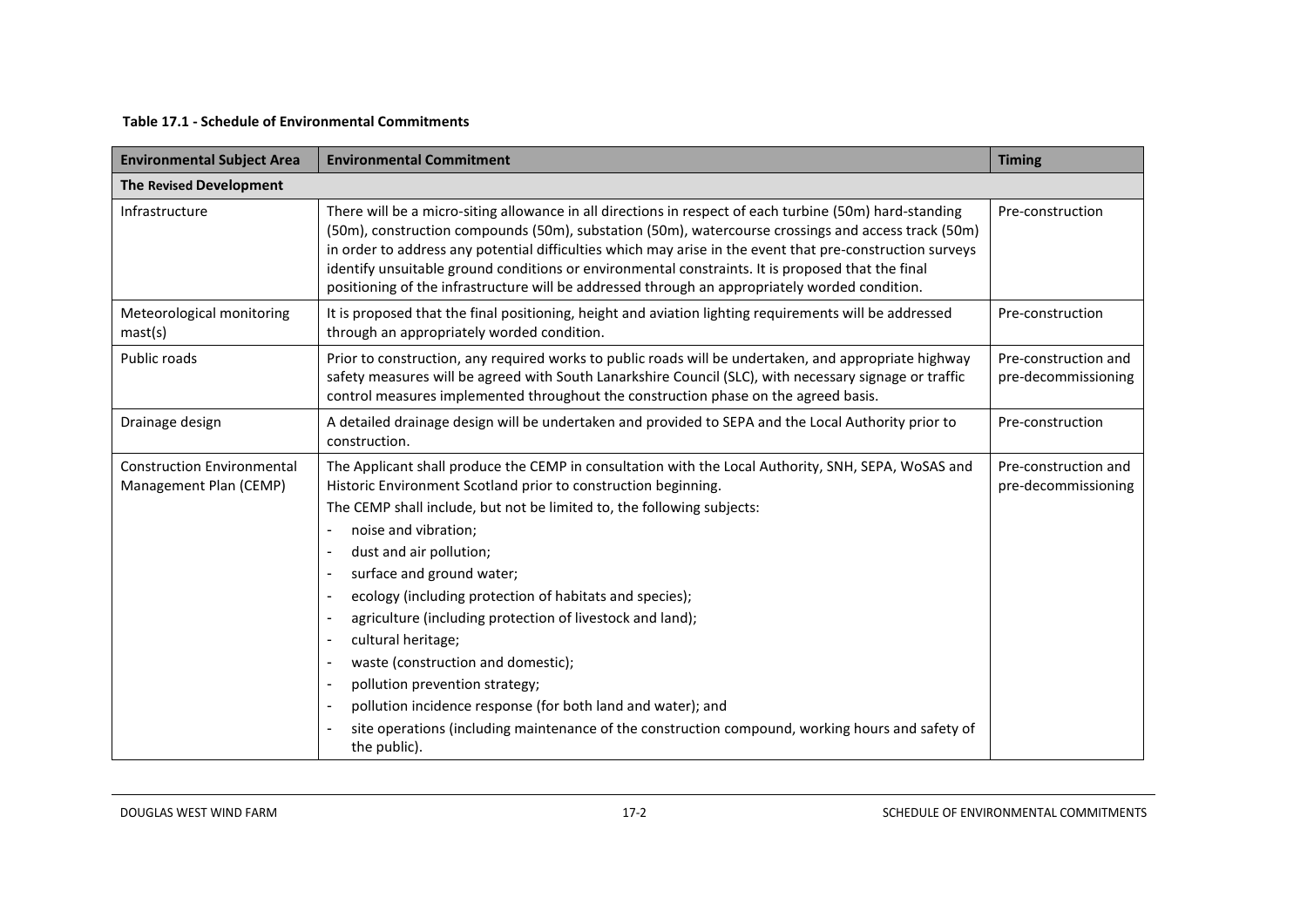**Table 17.1 - Schedule of Environmental Commitments**

| Environmental Subject Area | Environmental Commitment | Timing |
|---|---|---|
| **The Revised Development** | | |
| Infrastructure | There will be a micro-siting allowance in all directions in respect of each turbine (50m) hard-standing (50m), construction compounds (50m), substation (50m), watercourse crossings and access track (50m) in order to address any potential difficulties which may arise in the event that pre-construction surveys identify unsuitable ground conditions or environmental constraints. It is proposed that the final positioning of the infrastructure will be addressed through an appropriately worded condition. | Pre-construction |
| Meteorological monitoring mast(s) | It is proposed that the final positioning, height and aviation lighting requirements will be addressed through an appropriately worded condition. | Pre-construction |
| Public roads | Prior to construction, any required works to public roads will be undertaken, and appropriate highway safety measures will be agreed with South Lanarkshire Council (SLC), with necessary signage or traffic control measures implemented throughout the construction phase on the agreed basis. | Pre-construction and pre-decommissioning |
| Drainage design | A detailed drainage design will be undertaken and provided to SEPA and the Local Authority prior to construction. | Pre-construction |
| Construction Environmental Management Plan (CEMP) | The Applicant shall produce the CEMP in consultation with the Local Authority, SNH, SEPA, WoSAS and Historic Environment Scotland prior to construction beginning.<br>The CEMP shall include, but not be limited to, the following subjects:<br>- noise and vibration;<br>- dust and air pollution;<br>- surface and ground water;<br>- ecology (including protection of habitats and species);<br>- agriculture (including protection of livestock and land);<br>- cultural heritage;<br>- waste (construction and domestic);<br>- pollution prevention strategy;<br>- pollution incidence response (for both land and water); and<br>- site operations (including maintenance of the construction compound, working hours and safety of the public). | Pre-construction and pre-decommissioning |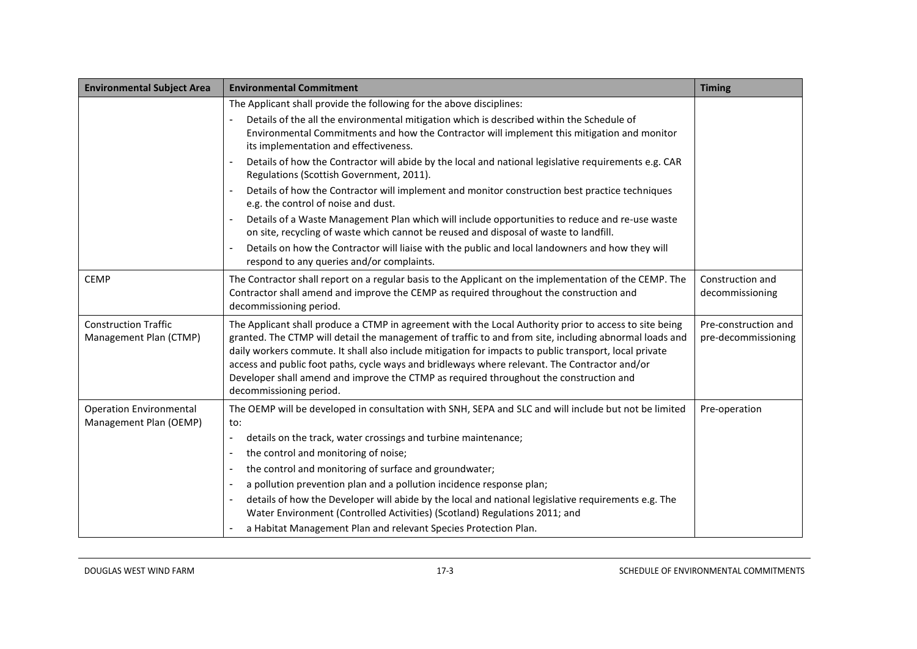| Environmental Subject Area | Environmental Commitment | Timing |
|---|---|---|
| | The Applicant shall provide the following for the above disciplines:<br>- Details of the all the environmental mitigation which is described within the Schedule of Environmental Commitments and how the Contractor will implement this mitigation and monitor its implementation and effectiveness.<br>- Details of how the Contractor will abide by the local and national legislative requirements e.g. CAR Regulations (Scottish Government, 2011).<br>- Details of how the Contractor will implement and monitor construction best practice techniques e.g. the control of noise and dust.<br>- Details of a Waste Management Plan which will include opportunities to reduce and re-use waste on site, recycling of waste which cannot be reused and disposal of waste to landfill.<br>- Details on how the Contractor will liaise with the public and local landowners and how they will respond to any queries and/or complaints. | |
| CEMP | The Contractor shall report on a regular basis to the Applicant on the implementation of the CEMP. The Contractor shall amend and improve the CEMP as required throughout the construction and decommissioning period. | Construction and decommissioning |
| Construction Traffic Management Plan (CTMP) | The Applicant shall produce a CTMP in agreement with the Local Authority prior to access to site being granted. The CTMP will detail the management of traffic to and from site, including abnormal loads and daily workers commute. It shall also include mitigation for impacts to public transport, local private access and public foot paths, cycle ways and bridleways where relevant. The Contractor and/or Developer shall amend and improve the CTMP as required throughout the construction and decommissioning period. | Pre-construction and pre-decommissioning |
| Operation Environmental Management Plan (OEMP) | The OEMP will be developed in consultation with SNH, SEPA and SLC and will include but not be limited to:<br>- details on the track, water crossings and turbine maintenance;<br>- the control and monitoring of noise;<br>- the control and monitoring of surface and groundwater;<br>- a pollution prevention plan and a pollution incidence response plan;<br>- details of how the Developer will abide by the local and national legislative requirements e.g. The Water Environment (Controlled Activities) (Scotland) Regulations 2011; and<br>- a Habitat Management Plan and relevant Species Protection Plan. | Pre-operation |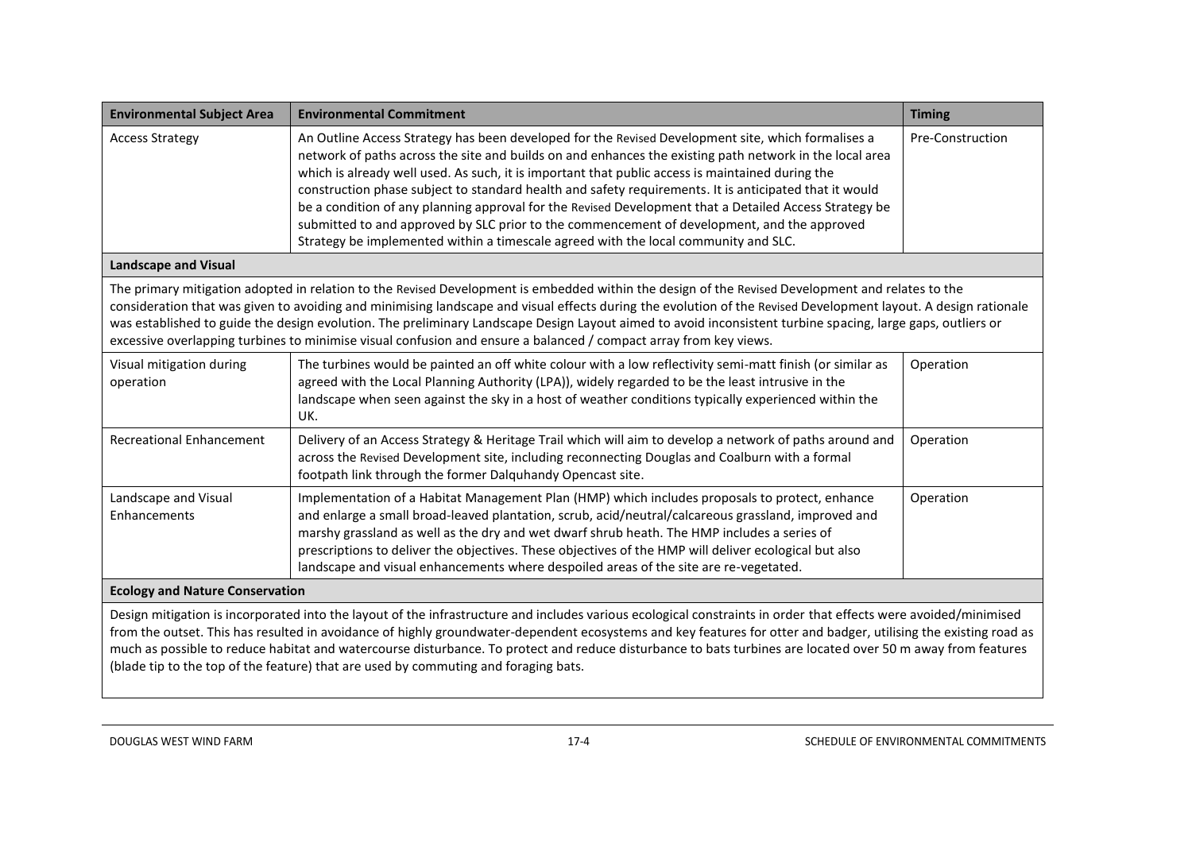| Environmental Subject Area | Environmental Commitment | Timing |
| --- | --- | --- |
| Access Strategy | An Outline Access Strategy has been developed for the Revised Development site, which formalises a network of paths across the site and builds on and enhances the existing path network in the local area which is already well used. As such, it is important that public access is maintained during the construction phase subject to standard health and safety requirements. It is anticipated that it would be a condition of any planning approval for the Revised Development that a Detailed Access Strategy be submitted to and approved by SLC prior to the commencement of development, and the approved Strategy be implemented within a timescale agreed with the local community and SLC. | Pre-Construction |
| **Landscape and Visual** | | |
| The primary mitigation adopted in relation to the Revised Development is embedded within the design of the Revised Development and relates to the consideration that was given to avoiding and minimising landscape and visual effects during the evolution of the Revised Development layout. A design rationale was established to guide the design evolution. The preliminary Landscape Design Layout aimed to avoid inconsistent turbine spacing, large gaps, outliers or excessive overlapping turbines to minimise visual confusion and ensure a balanced / compact array from key views. | | |
| Visual mitigation during operation | The turbines would be painted an off white colour with a low reflectivity semi-matt finish (or similar as agreed with the Local Planning Authority (LPA)), widely regarded to be the least intrusive in the landscape when seen against the sky in a host of weather conditions typically experienced within the UK. | Operation |
| Recreational Enhancement | Delivery of an Access Strategy & Heritage Trail which will aim to develop a network of paths around and across the Revised Development site, including reconnecting Douglas and Coalburn with a formal footpath link through the former Dalquhandy Opencast site. | Operation |
| Landscape and Visual Enhancements | Implementation of a Habitat Management Plan (HMP) which includes proposals to protect, enhance and enlarge a small broad-leaved plantation, scrub, acid/neutral/calcareous grassland, improved and marshy grassland as well as the dry and wet dwarf shrub heath. The HMP includes a series of prescriptions to deliver the objectives. These objectives of the HMP will deliver ecological but also landscape and visual enhancements where despoiled areas of the site are re-vegetated. | Operation |
| **Ecology and Nature Conservation** | | |
| Design mitigation is incorporated into the layout of the infrastructure and includes various ecological constraints in order that effects were avoided/minimised from the outset. This has resulted in avoidance of highly groundwater-dependent ecosystems and key features for otter and badger, utilising the existing road as much as possible to reduce habitat and watercourse disturbance. To protect and reduce disturbance to bats turbines are located over 50 m away from features (blade tip to the top of the feature) that are used by commuting and foraging bats. | | |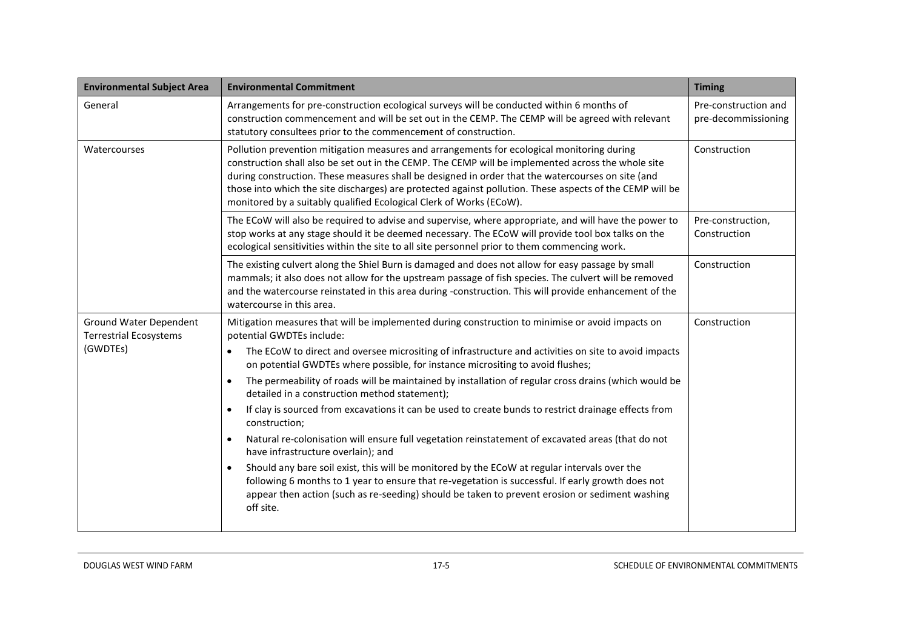| Environmental Subject Area | Environmental Commitment | Timing |
| --- | --- | --- |
| General | Arrangements for pre-construction ecological surveys will be conducted within 6 months of construction commencement and will be set out in the CEMP. The CEMP will be agreed with relevant statutory consultees prior to the commencement of construction. | Pre-construction and pre-decommissioning |
| Watercourses | Pollution prevention mitigation measures and arrangements for ecological monitoring during construction shall also be set out in the CEMP. The CEMP will be implemented across the whole site during construction. These measures shall be designed in order that the watercourses on site (and those into which the site discharges) are protected against pollution. These aspects of the CEMP will be monitored by a suitably qualified Ecological Clerk of Works (ECoW). | Construction |
| | The ECoW will also be required to advise and supervise, where appropriate, and will have the power to stop works at any stage should it be deemed necessary. The ECoW will provide tool box talks on the ecological sensitivities within the site to all site personnel prior to them commencing work. | Pre-construction, Construction |
| | The existing culvert along the Shiel Burn is damaged and does not allow for easy passage by small mammals; it also does not allow for the upstream passage of fish species. The culvert will be removed and the watercourse reinstated in this area during -construction. This will provide enhancement of the watercourse in this area. | Construction |
| Ground Water Dependent Terrestrial Ecosystems (GWDTEs) | Mitigation measures that will be implemented during construction to minimise or avoid impacts on potential GWDTEs include:<br>• The ECoW to direct and oversee micrositing of infrastructure and activities on site to avoid impacts on potential GWDTEs where possible, for instance micrositing to avoid flushes;<br>• The permeability of roads will be maintained by installation of regular cross drains (which would be detailed in a construction method statement);<br>• If clay is sourced from excavations it can be used to create bunds to restrict drainage effects from construction;<br>• Natural re-colonisation will ensure full vegetation reinstatement of excavated areas (that do not have infrastructure overlain); and<br>• Should any bare soil exist, this will be monitored by the ECoW at regular intervals over the following 6 months to 1 year to ensure that re-vegetation is successful. If early growth does not appear then action (such as re-seeding) should be taken to prevent erosion or sediment washing off site. | Construction |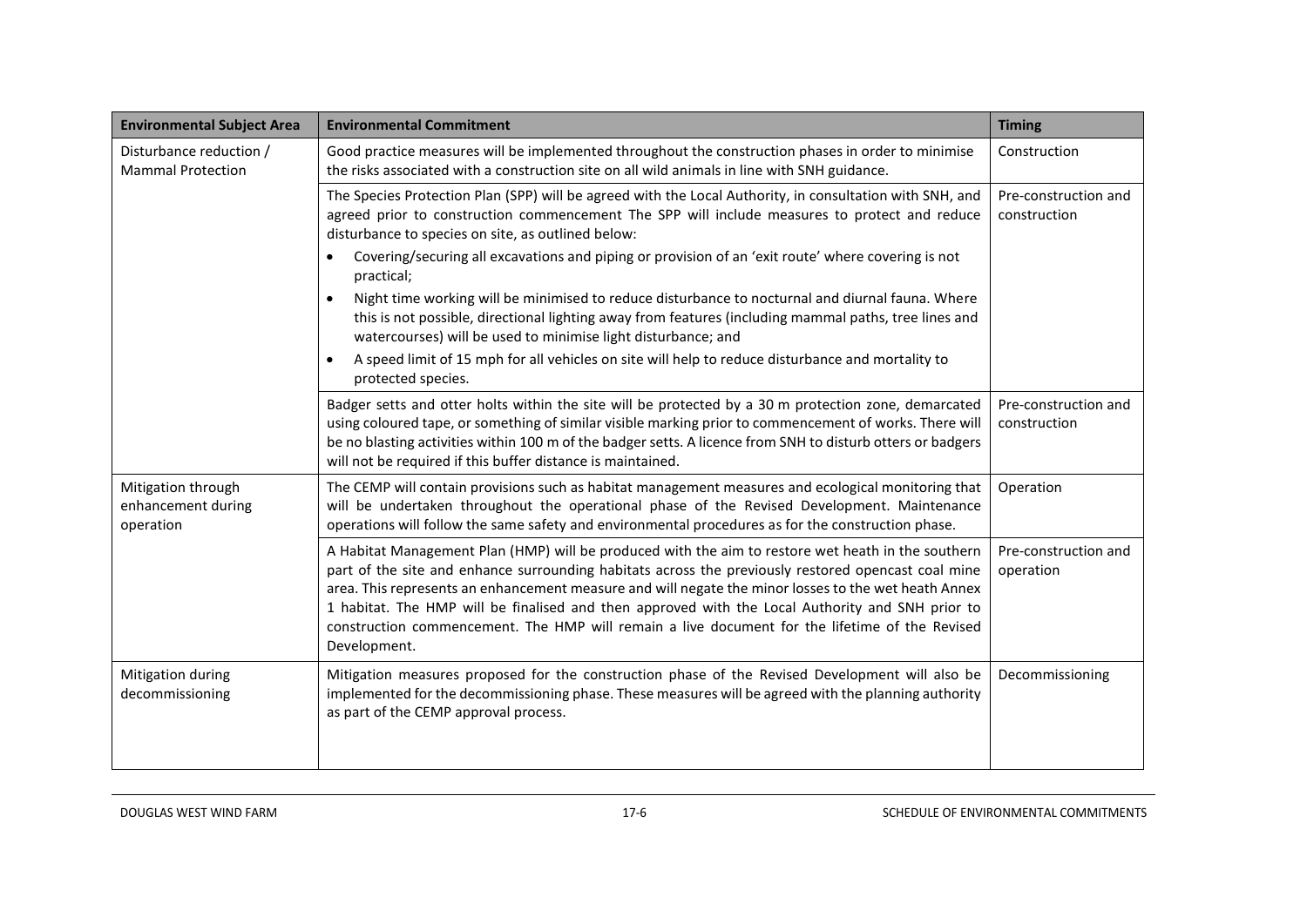| Environmental Subject Area | Environmental Commitment | Timing |
|---|---|---|
| Disturbance reduction / Mammal Protection | Good practice measures will be implemented throughout the construction phases in order to minimise the risks associated with a construction site on all wild animals in line with SNH guidance. | Construction |
| | The Species Protection Plan (SPP) will be agreed with the Local Authority, in consultation with SNH, and agreed prior to construction commencement The SPP will include measures to protect and reduce disturbance to species on site, as outlined below: <br>• Covering/securing all excavations and piping or provision of an 'exit route' where covering is not practical; <br>• Night time working will be minimised to reduce disturbance to nocturnal and diurnal fauna. Where this is not possible, directional lighting away from features (including mammal paths, tree lines and watercourses) will be used to minimise light disturbance; and <br>• A speed limit of 15 mph for all vehicles on site will help to reduce disturbance and mortality to protected species. | Pre-construction and construction |
| | Badger setts and otter holts within the site will be protected by a 30 m protection zone, demarcated using coloured tape, or something of similar visible marking prior to commencement of works. There will be no blasting activities within 100 m of the badger setts. A licence from SNH to disturb otters or badgers will not be required if this buffer distance is maintained. | Pre-construction and construction |
| Mitigation through enhancement during operation | The CEMP will contain provisions such as habitat management measures and ecological monitoring that will be undertaken throughout the operational phase of the Revised Development. Maintenance operations will follow the same safety and environmental procedures as for the construction phase. | Operation |
| | A Habitat Management Plan (HMP) will be produced with the aim to restore wet heath in the southern part of the site and enhance surrounding habitats across the previously restored opencast coal mine area. This represents an enhancement measure and will negate the minor losses to the wet heath Annex 1 habitat. The HMP will be finalised and then approved with the Local Authority and SNH prior to construction commencement. The HMP will remain a live document for the lifetime of the Revised Development. | Pre-construction and operation |
| Mitigation during decommissioning | Mitigation measures proposed for the construction phase of the Revised Development will also be implemented for the decommissioning phase. These measures will be agreed with the planning authority as part of the CEMP approval process. | Decommissioning |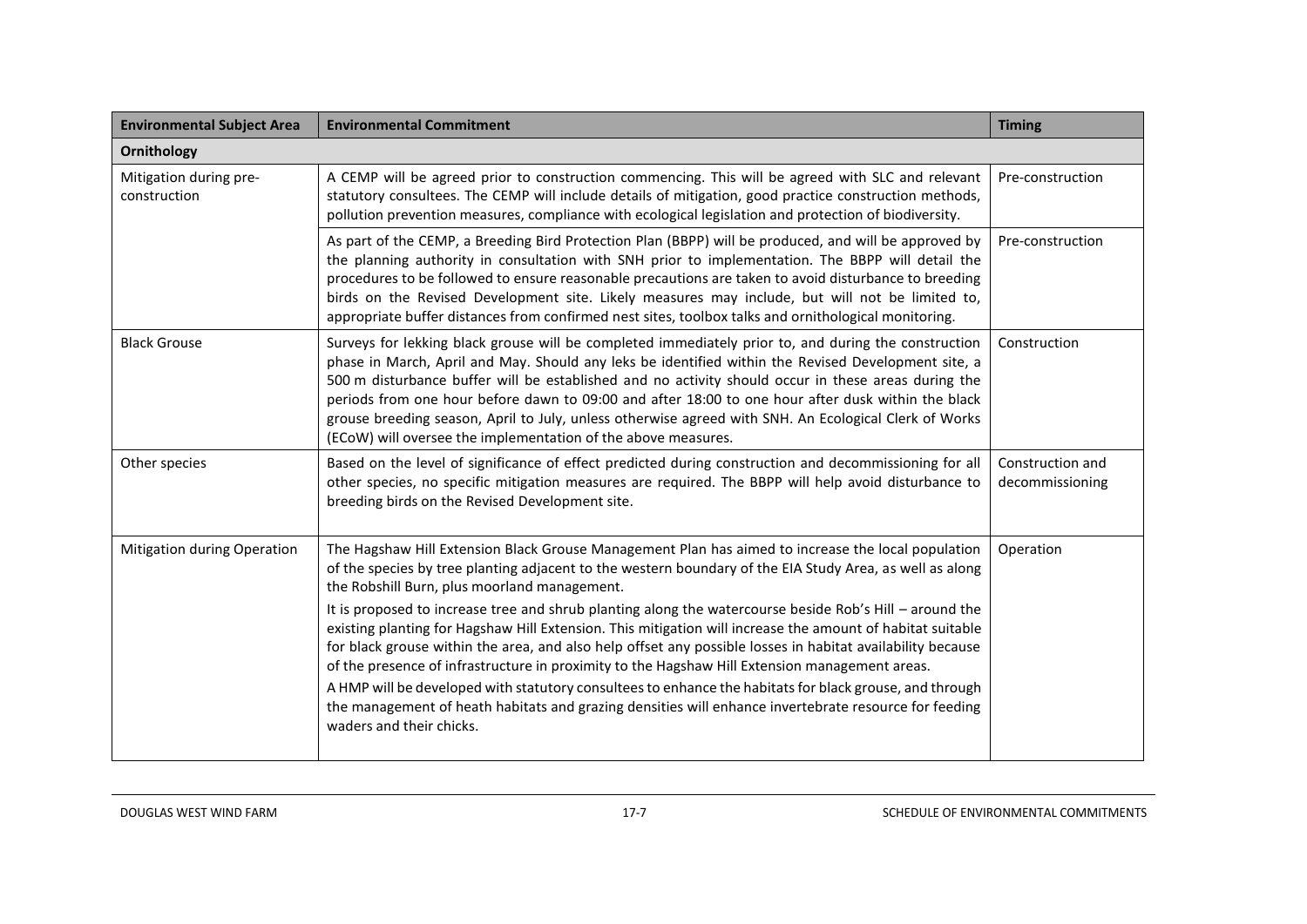| Environmental Subject Area | Environmental Commitment | Timing |
|---|---|---|
| **Ornithology** | | |
| Mitigation during pre-construction | A CEMP will be agreed prior to construction commencing. This will be agreed with SLC and relevant statutory consultees. The CEMP will include details of mitigation, good practice construction methods, pollution prevention measures, compliance with ecological legislation and protection of biodiversity. | Pre-construction |
| | As part of the CEMP, a Breeding Bird Protection Plan (BBPP) will be produced, and will be approved by the planning authority in consultation with SNH prior to implementation. The BBPP will detail the procedures to be followed to ensure reasonable precautions are taken to avoid disturbance to breeding birds on the Revised Development site. Likely measures may include, but will not be limited to, appropriate buffer distances from confirmed nest sites, toolbox talks and ornithological monitoring. | Pre-construction |
| Black Grouse | Surveys for lekking black grouse will be completed immediately prior to, and during the construction phase in March, April and May. Should any leks be identified within the Revised Development site, a 500 m disturbance buffer will be established and no activity should occur in these areas during the periods from one hour before dawn to 09:00 and after 18:00 to one hour after dusk within the black grouse breeding season, April to July, unless otherwise agreed with SNH. An Ecological Clerk of Works (ECoW) will oversee the implementation of the above measures. | Construction |
| Other species | Based on the level of significance of effect predicted during construction and decommissioning for all other species, no specific mitigation measures are required. The BBPP will help avoid disturbance to breeding birds on the Revised Development site. | Construction and decommissioning |
| Mitigation during Operation | The Hagshaw Hill Extension Black Grouse Management Plan has aimed to increase the local population of the species by tree planting adjacent to the western boundary of the EIA Study Area, as well as along the Robshill Burn, plus moorland management.<br>It is proposed to increase tree and shrub planting along the watercourse beside Rob's Hill – around the existing planting for Hagshaw Hill Extension. This mitigation will increase the amount of habitat suitable for black grouse within the area, and also help offset any possible losses in habitat availability because of the presence of infrastructure in proximity to the Hagshaw Hill Extension management areas.<br>A HMP will be developed with statutory consultees to enhance the habitats for black grouse, and through the management of heath habitats and grazing densities will enhance invertebrate resource for feeding waders and their chicks. | Operation |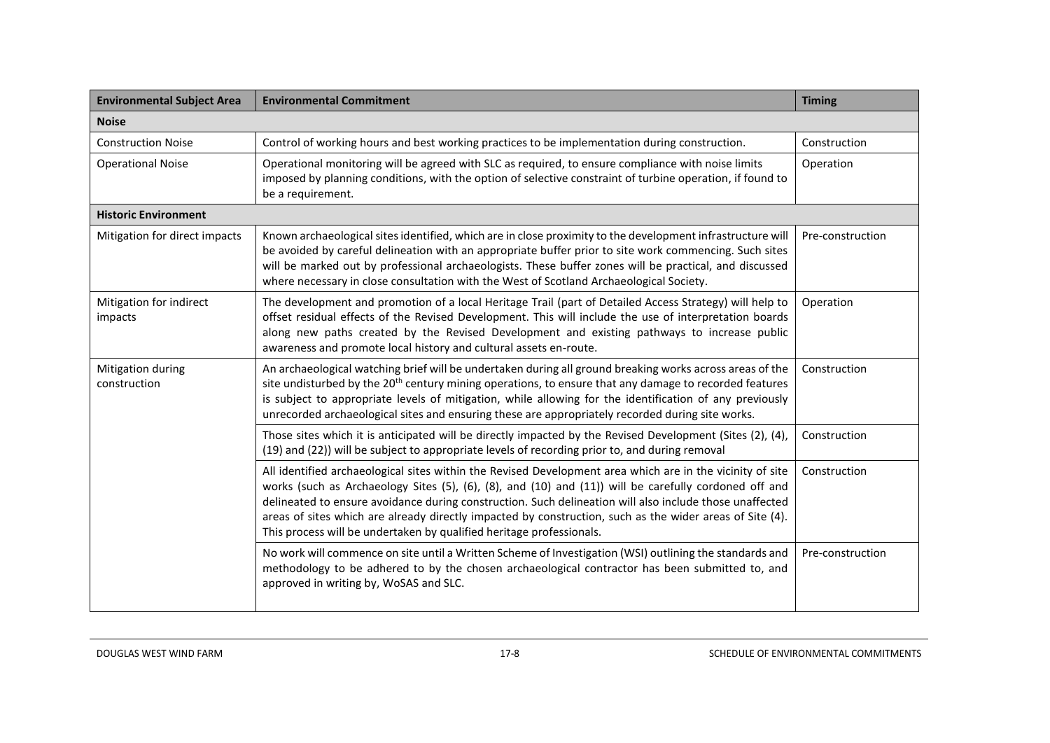| Environmental Subject Area | Environmental Commitment | Timing |
|---|---|---|
| **Noise** | | |
| Construction Noise | Control of working hours and best working practices to be implementation during construction. | Construction |
| Operational Noise | Operational monitoring will be agreed with SLC as required, to ensure compliance with noise limits imposed by planning conditions, with the option of selective constraint of turbine operation, if found to be a requirement. | Operation |
| **Historic Environment** | | |
| Mitigation for direct impacts | Known archaeological sites identified, which are in close proximity to the development infrastructure will be avoided by careful delineation with an appropriate buffer prior to site work commencing. Such sites will be marked out by professional archaeologists. These buffer zones will be practical, and discussed where necessary in close consultation with the West of Scotland Archaeological Society. | Pre-construction |
| Mitigation for indirect impacts | The development and promotion of a local Heritage Trail (part of Detailed Access Strategy) will help to offset residual effects of the Revised Development. This will include the use of interpretation boards along new paths created by the Revised Development and existing pathways to increase public awareness and promote local history and cultural assets en-route. | Operation |
| Mitigation during construction | An archaeological watching brief will be undertaken during all ground breaking works across areas of the site undisturbed by the 20th century mining operations, to ensure that any damage to recorded features is subject to appropriate levels of mitigation, while allowing for the identification of any previously unrecorded archaeological sites and ensuring these are appropriately recorded during site works. | Construction |
| | Those sites which it is anticipated will be directly impacted by the Revised Development (Sites (2), (4), (19) and (22)) will be subject to appropriate levels of recording prior to, and during removal | Construction |
| | All identified archaeological sites within the Revised Development area which are in the vicinity of site works (such as Archaeology Sites (5), (6), (8), and (10) and (11)) will be carefully cordoned off and delineated to ensure avoidance during construction. Such delineation will also include those unaffected areas of sites which are already directly impacted by construction, such as the wider areas of Site (4). This process will be undertaken by qualified heritage professionals. | Construction |
| | No work will commence on site until a Written Scheme of Investigation (WSI) outlining the standards and methodology to be adhered to by the chosen archaeological contractor has been submitted to, and approved in writing by, WoSAS and SLC. | Pre-construction |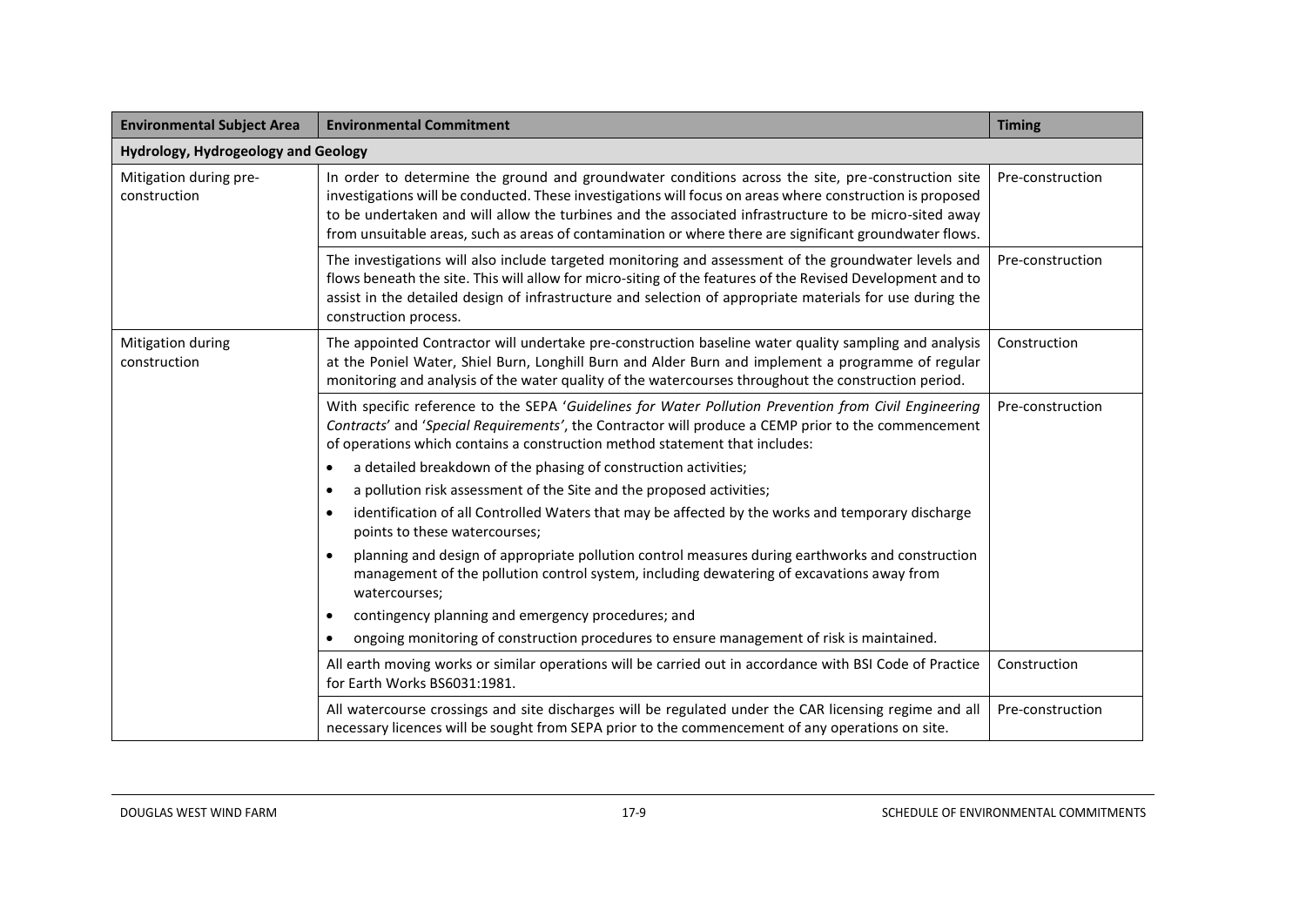| Environmental Subject Area | Environmental Commitment | Timing |
|---|---|---|
| **Hydrology, Hydrogeology and Geology** | | |
| Mitigation during pre-construction | In order to determine the ground and groundwater conditions across the site, pre-construction site investigations will be conducted. These investigations will focus on areas where construction is proposed to be undertaken and will allow the turbines and the associated infrastructure to be micro-sited away from unsuitable areas, such as areas of contamination or where there are significant groundwater flows. | Pre-construction |
| | The investigations will also include targeted monitoring and assessment of the groundwater levels and flows beneath the site. This will allow for micro-siting of the features of the Revised Development and to assist in the detailed design of infrastructure and selection of appropriate materials for use during the construction process. | Pre-construction |
| Mitigation during construction | The appointed Contractor will undertake pre-construction baseline water quality sampling and analysis at the Poniel Water, Shiel Burn, Longhill Burn and Alder Burn and implement a programme of regular monitoring and analysis of the water quality of the watercourses throughout the construction period. | Construction |
| | With specific reference to the SEPA '*Guidelines for Water Pollution Prevention from Civil Engineering Contracts*' and '*Special Requirements*', the Contractor will produce a CEMP prior to the commencement of operations which contains a construction method statement that includes:<br>• a detailed breakdown of the phasing of construction activities;<br>• a pollution risk assessment of the Site and the proposed activities;<br>• identification of all Controlled Waters that may be affected by the works and temporary discharge points to these watercourses;<br>• planning and design of appropriate pollution control measures during earthworks and construction management of the pollution control system, including dewatering of excavations away from watercourses;<br>• contingency planning and emergency procedures; and<br>• ongoing monitoring of construction procedures to ensure management of risk is maintained. | Pre-construction |
| | All earth moving works or similar operations will be carried out in accordance with BSI Code of Practice for Earth Works BS6031:1981. | Construction |
| | All watercourse crossings and site discharges will be regulated under the CAR licensing regime and all necessary licences will be sought from SEPA prior to the commencement of any operations on site. | Pre-construction |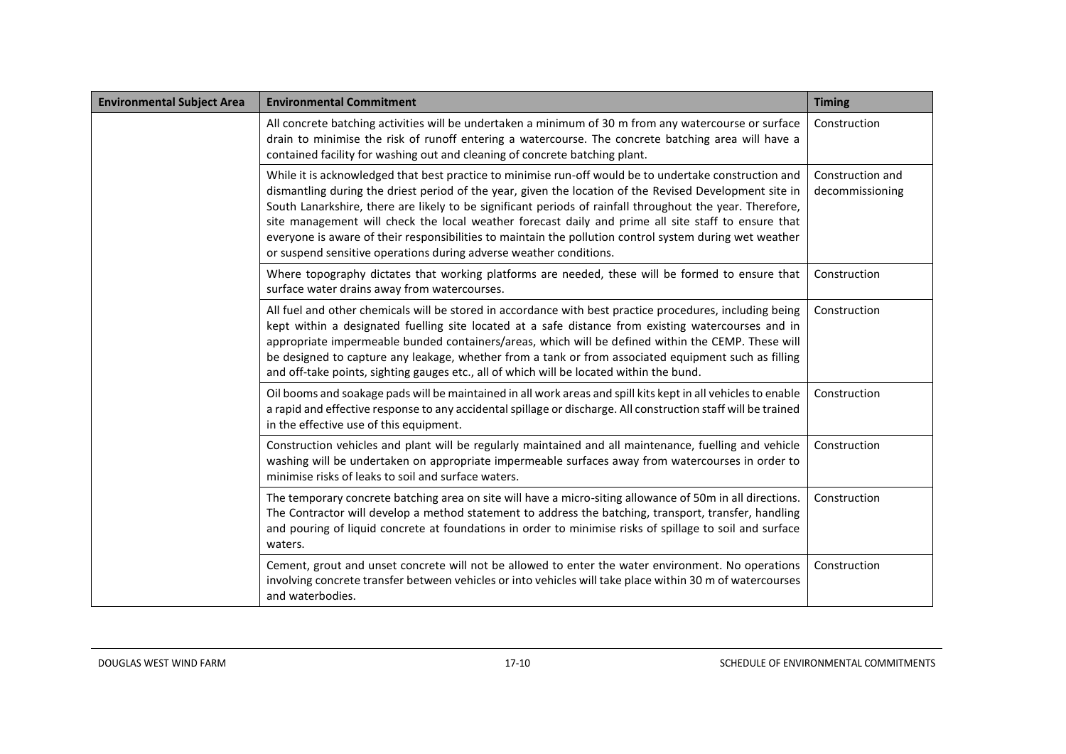| Environmental Subject Area | Environmental Commitment | Timing |
| --- | --- | --- |
| | All concrete batching activities will be undertaken a minimum of 30 m from any watercourse or surface drain to minimise the risk of runoff entering a watercourse. The concrete batching area will have a contained facility for washing out and cleaning of concrete batching plant. | Construction |
| | While it is acknowledged that best practice to minimise run-off would be to undertake construction and dismantling during the driest period of the year, given the location of the Revised Development site in South Lanarkshire, there are likely to be significant periods of rainfall throughout the year. Therefore, site management will check the local weather forecast daily and prime all site staff to ensure that everyone is aware of their responsibilities to maintain the pollution control system during wet weather or suspend sensitive operations during adverse weather conditions. | Construction and decommissioning |
| | Where topography dictates that working platforms are needed, these will be formed to ensure that surface water drains away from watercourses. | Construction |
| | All fuel and other chemicals will be stored in accordance with best practice procedures, including being kept within a designated fuelling site located at a safe distance from existing watercourses and in appropriate impermeable bunded containers/areas, which will be defined within the CEMP. These will be designed to capture any leakage, whether from a tank or from associated equipment such as filling and off-take points, sighting gauges etc., all of which will be located within the bund. | Construction |
| | Oil booms and soakage pads will be maintained in all work areas and spill kits kept in all vehicles to enable a rapid and effective response to any accidental spillage or discharge. All construction staff will be trained in the effective use of this equipment. | Construction |
| | Construction vehicles and plant will be regularly maintained and all maintenance, fuelling and vehicle washing will be undertaken on appropriate impermeable surfaces away from watercourses in order to minimise risks of leaks to soil and surface waters. | Construction |
| | The temporary concrete batching area on site will have a micro-siting allowance of 50m in all directions. The Contractor will develop a method statement to address the batching, transport, transfer, handling and pouring of liquid concrete at foundations in order to minimise risks of spillage to soil and surface waters. | Construction |
| | Cement, grout and unset concrete will not be allowed to enter the water environment. No operations involving concrete transfer between vehicles or into vehicles will take place within 30 m of watercourses and waterbodies. | Construction |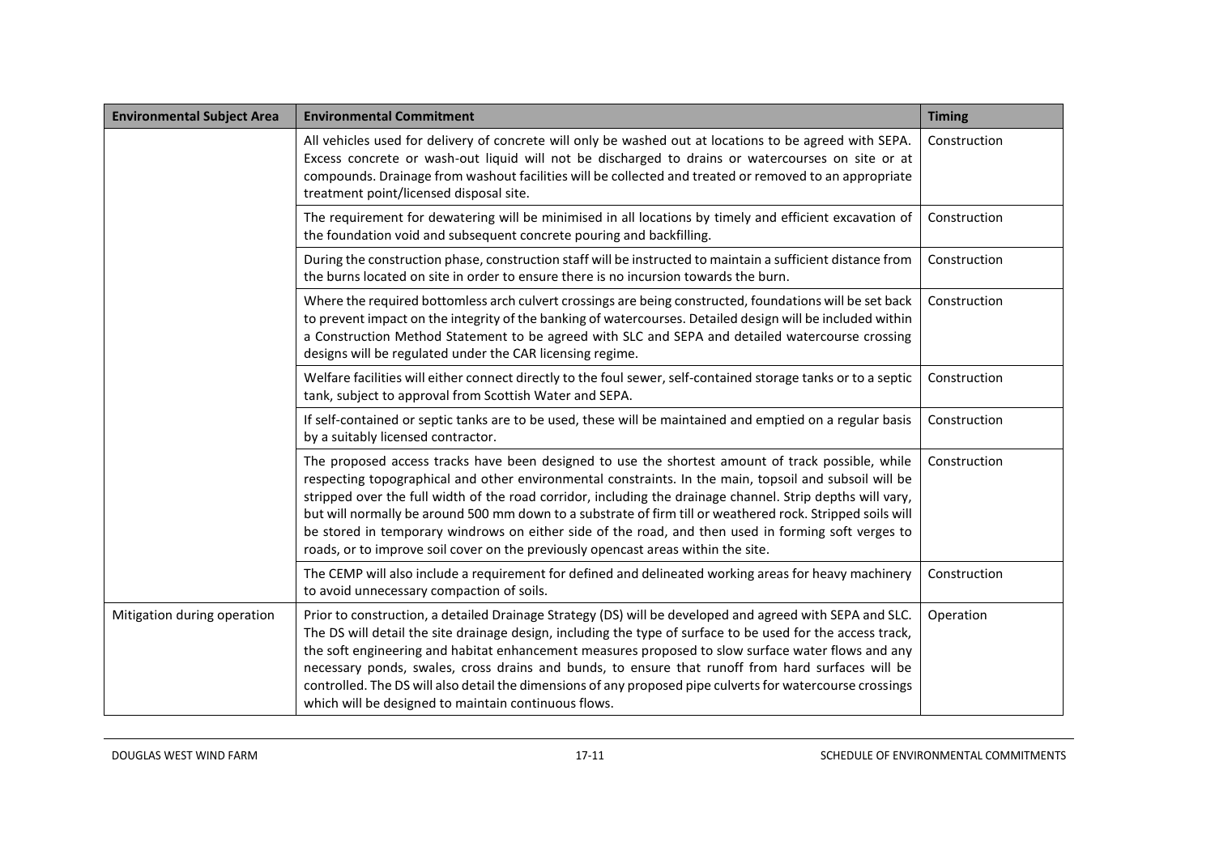| Environmental Subject Area | Environmental Commitment | Timing |
|---|---|---|
| | All vehicles used for delivery of concrete will only be washed out at locations to be agreed with SEPA. Excess concrete or wash-out liquid will not be discharged to drains or watercourses on site or at compounds. Drainage from washout facilities will be collected and treated or removed to an appropriate treatment point/licensed disposal site. | Construction |
| | The requirement for dewatering will be minimised in all locations by timely and efficient excavation of the foundation void and subsequent concrete pouring and backfilling. | Construction |
| | During the construction phase, construction staff will be instructed to maintain a sufficient distance from the burns located on site in order to ensure there is no incursion towards the burn. | Construction |
| | Where the required bottomless arch culvert crossings are being constructed, foundations will be set back to prevent impact on the integrity of the banking of watercourses. Detailed design will be included within a Construction Method Statement to be agreed with SLC and SEPA and detailed watercourse crossing designs will be regulated under the CAR licensing regime. | Construction |
| | Welfare facilities will either connect directly to the foul sewer, self-contained storage tanks or to a septic tank, subject to approval from Scottish Water and SEPA. | Construction |
| | If self-contained or septic tanks are to be used, these will be maintained and emptied on a regular basis by a suitably licensed contractor. | Construction |
| | The proposed access tracks have been designed to use the shortest amount of track possible, while respecting topographical and other environmental constraints. In the main, topsoil and subsoil will be stripped over the full width of the road corridor, including the drainage channel. Strip depths will vary, but will normally be around 500 mm down to a substrate of firm till or weathered rock. Stripped soils will be stored in temporary windrows on either side of the road, and then used in forming soft verges to roads, or to improve soil cover on the previously opencast areas within the site. | Construction |
| | The CEMP will also include a requirement for defined and delineated working areas for heavy machinery to avoid unnecessary compaction of soils. | Construction |
| Mitigation during operation | Prior to construction, a detailed Drainage Strategy (DS) will be developed and agreed with SEPA and SLC. The DS will detail the site drainage design, including the type of surface to be used for the access track, the soft engineering and habitat enhancement measures proposed to slow surface water flows and any necessary ponds, swales, cross drains and bunds, to ensure that runoff from hard surfaces will be controlled. The DS will also detail the dimensions of any proposed pipe culverts for watercourse crossings which will be designed to maintain continuous flows. | Operation |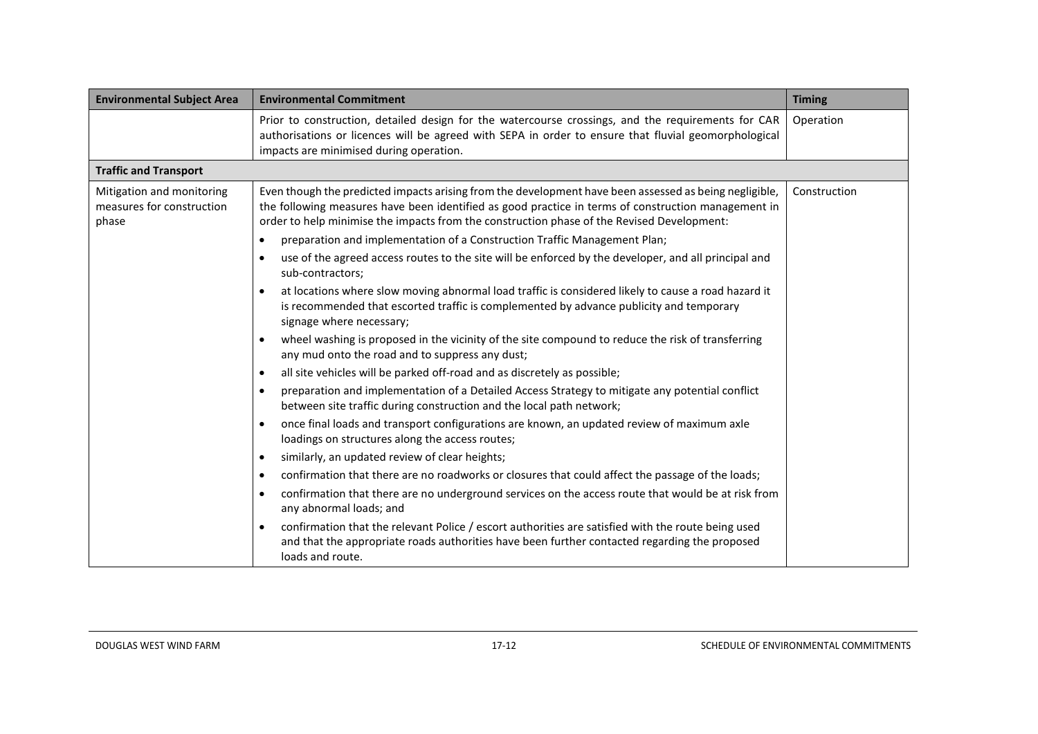| Environmental Subject Area | Environmental Commitment | Timing |
|---|---|---|
| | Prior to construction, detailed design for the watercourse crossings, and the requirements for CAR authorisations or licences will be agreed with SEPA in order to ensure that fluvial geomorphological impacts are minimised during operation. | Operation |
| **Traffic and Transport** | | |
| Mitigation and monitoring measures for construction phase | Even though the predicted impacts arising from the development have been assessed as being negligible, the following measures have been identified as good practice in terms of construction management in order to help minimise the impacts from the construction phase of the Revised Development:<br>• preparation and implementation of a Construction Traffic Management Plan;<br>• use of the agreed access routes to the site will be enforced by the developer, and all principal and sub-contractors;<br>• at locations where slow moving abnormal load traffic is considered likely to cause a road hazard it is recommended that escorted traffic is complemented by advance publicity and temporary signage where necessary;<br>• wheel washing is proposed in the vicinity of the site compound to reduce the risk of transferring any mud onto the road and to suppress any dust;<br>• all site vehicles will be parked off-road and as discretely as possible;<br>• preparation and implementation of a Detailed Access Strategy to mitigate any potential conflict between site traffic during construction and the local path network;<br>• once final loads and transport configurations are known, an updated review of maximum axle loadings on structures along the access routes;<br>• similarly, an updated review of clear heights;<br>• confirmation that there are no roadworks or closures that could affect the passage of the loads;<br>• confirmation that there are no underground services on the access route that would be at risk from any abnormal loads; and<br>• confirmation that the relevant Police / escort authorities are satisfied with the route being used and that the appropriate roads authorities have been further contacted regarding the proposed loads and route. | Construction |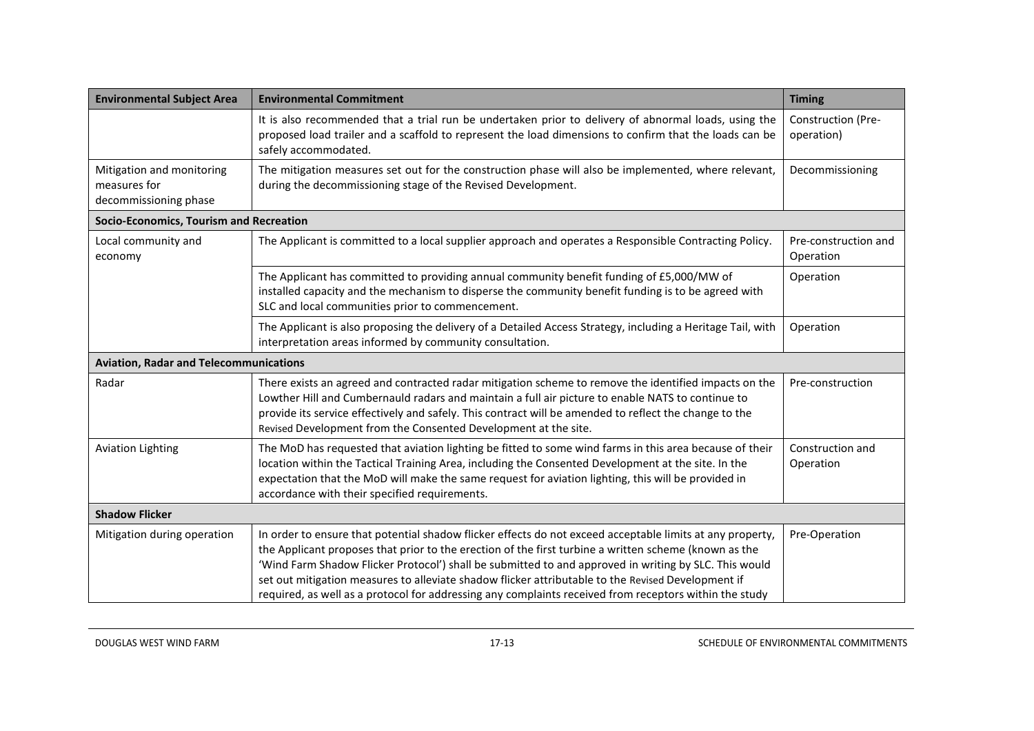| Environmental Subject Area | Environmental Commitment | Timing |
|---|---|---|
| | It is also recommended that a trial run be undertaken prior to delivery of abnormal loads, using the proposed load trailer and a scaffold to represent the load dimensions to confirm that the loads can be safely accommodated. | Construction (Pre-operation) |
| Mitigation and monitoring measures for decommissioning phase | The mitigation measures set out for the construction phase will also be implemented, where relevant, during the decommissioning stage of the Revised Development. | Decommissioning |
| **Socio-Economics, Tourism and Recreation** | | |
| Local community and economy | The Applicant is committed to a local supplier approach and operates a Responsible Contracting Policy. | Pre-construction and Operation |
| | The Applicant has committed to providing annual community benefit funding of £5,000/MW of installed capacity and the mechanism to disperse the community benefit funding is to be agreed with SLC and local communities prior to commencement. | Operation |
| | The Applicant is also proposing the delivery of a Detailed Access Strategy, including a Heritage Tail, with interpretation areas informed by community consultation. | Operation |
| **Aviation, Radar and Telecommunications** | | |
| Radar | There exists an agreed and contracted radar mitigation scheme to remove the identified impacts on the Lowther Hill and Cumbernauld radars and maintain a full air picture to enable NATS to continue to provide its service effectively and safely. This contract will be amended to reflect the change to the Revised Development from the Consented Development at the site. | Pre-construction |
| Aviation Lighting | The MoD has requested that aviation lighting be fitted to some wind farms in this area because of their location within the Tactical Training Area, including the Consented Development at the site. In the expectation that the MoD will make the same request for aviation lighting, this will be provided in accordance with their specified requirements. | Construction and Operation |
| **Shadow Flicker** | | |
| Mitigation during operation | In order to ensure that potential shadow flicker effects do not exceed acceptable limits at any property, the Applicant proposes that prior to the erection of the first turbine a written scheme (known as the 'Wind Farm Shadow Flicker Protocol') shall be submitted to and approved in writing by SLC. This would set out mitigation measures to alleviate shadow flicker attributable to the Revised Development if required, as well as a protocol for addressing any complaints received from receptors within the study | Pre-Operation |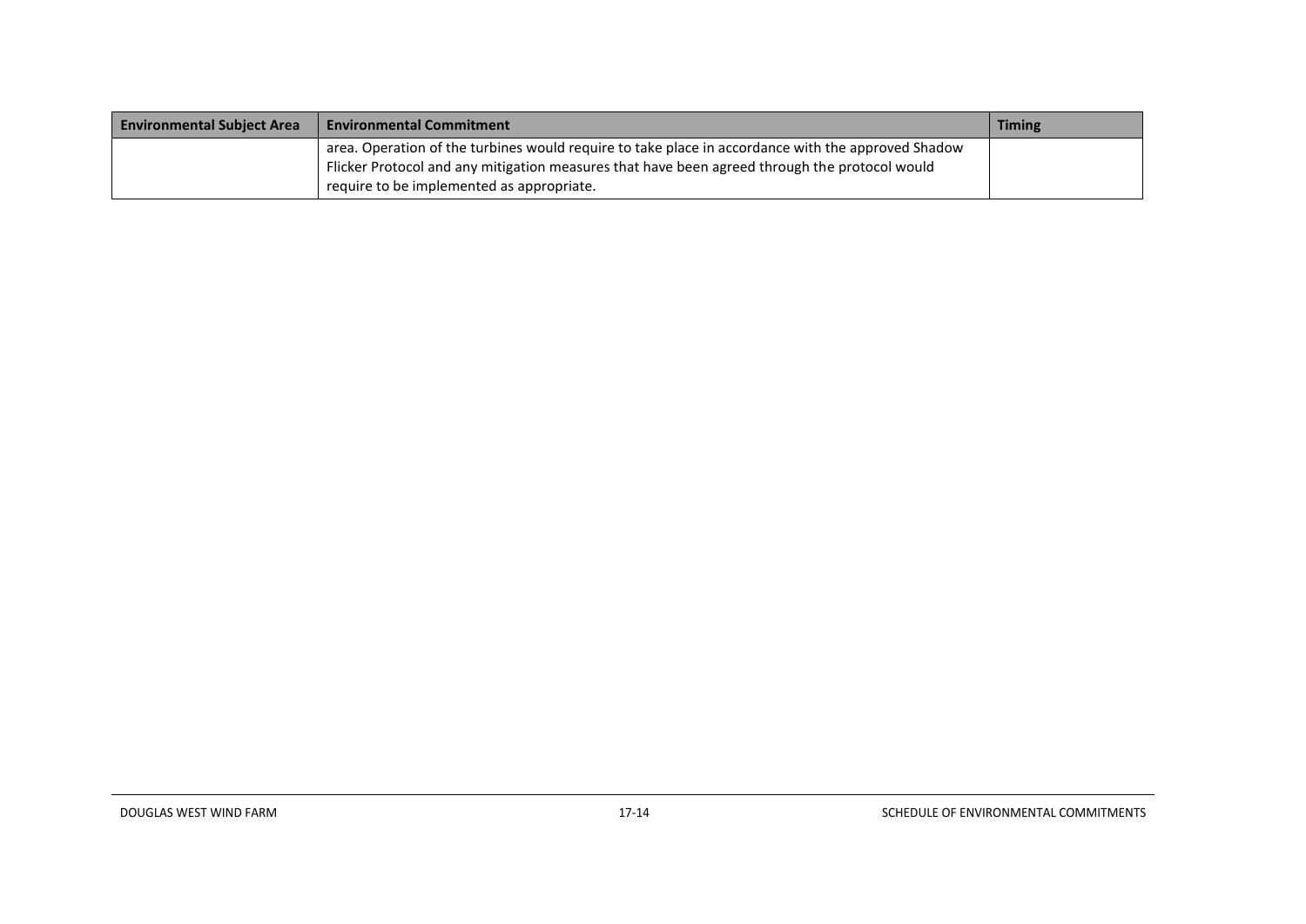| Environmental Subject Area | Environmental Commitment | Timing |
|---|---|---|
| | area. Operation of the turbines would require to take place in accordance with the approved Shadow Flicker Protocol and any mitigation measures that have been agreed through the protocol would require to be implemented as appropriate. | |